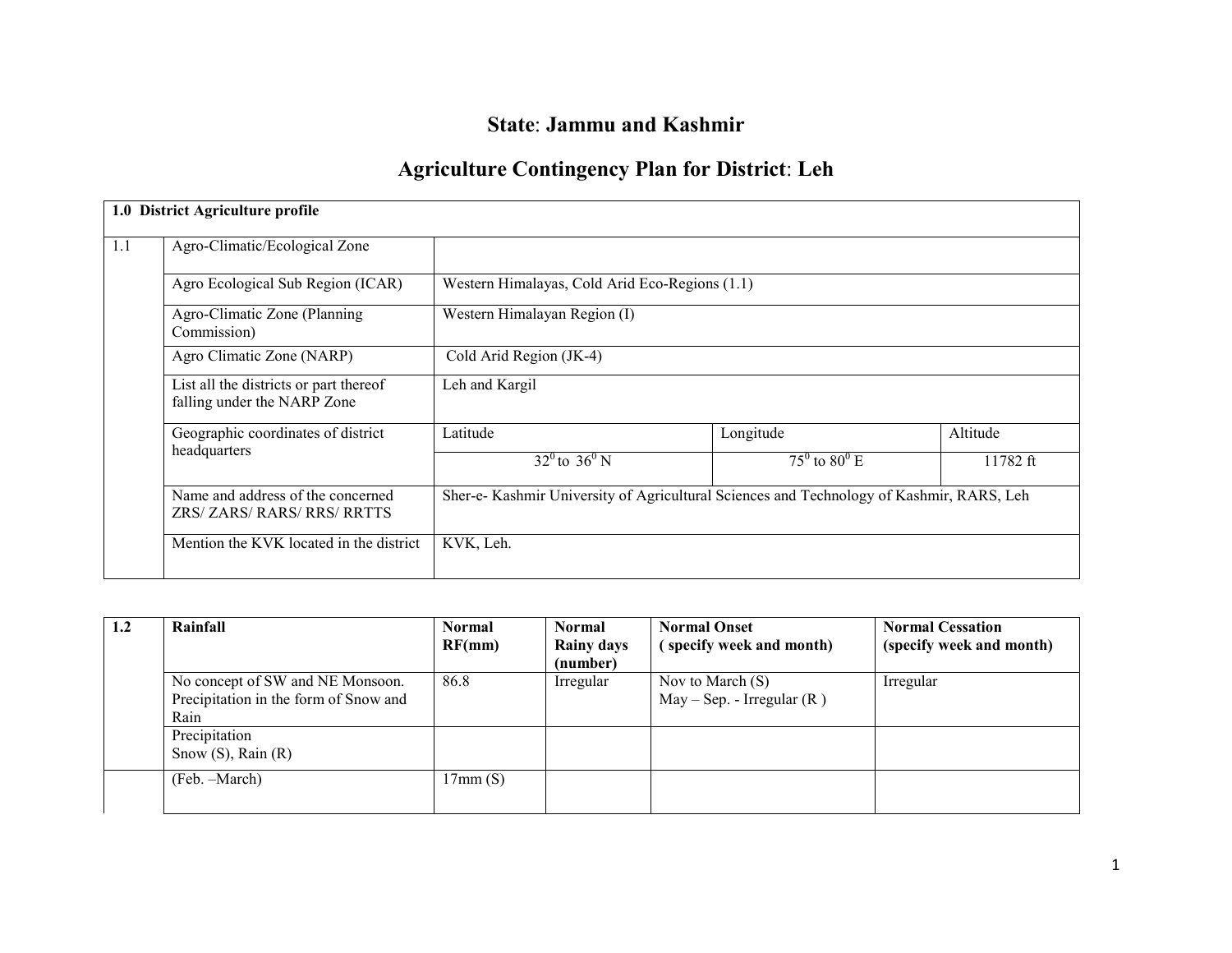# State: Jammu and Kashmir

## Agriculture Contingency Plan for District: Leh

| 1.0 District Agriculture profile | | | | |
|---|---|---|---|---|
| 1.1 | Agro-Climatic/Ecological Zone | | | |
| | Agro Ecological Sub Region (ICAR) | Western Himalayas, Cold Arid Eco-Regions (1.1) | | |
| | Agro-Climatic Zone (Planning Commission) | Western Himalayan Region (I) | | |
| | Agro Climatic Zone (NARP) | Cold Arid Region (JK-4) | | |
| | List all the districts or part thereof falling under the NARP Zone | Leh and Kargil | | |
| | Geographic coordinates of district headquarters | Latitude | Longitude | Altitude |
| | | $32^0$ to $36^0$ N | $75^0$ to $80^0$ E | 11782 ft |
| | Name and address of the concerned ZRS/ ZARS/ RARS/ RRS/ RRTTS | Sher-e- Kashmir University of Agricultural Sciences and Technology of Kashmir, RARS, Leh | | |
| | Mention the KVK located in the district | KVK, Leh. | | |

| 1.2 | Rainfall | Normal RF(mm) | Normal Rainy days (number) | Normal Onset ( specify week and month) | Normal Cessation (specify week and month) |
|---|---|---|---|---|---|
| | No concept of SW and NE Monsoon. Precipitation in the form of Snow and Rain | 86.8 | Irregular | Nov to March (S)<br>May – Sep. - Irregular (R ) | Irregular |
| | Precipitation<br>Snow (S), Rain (R) | | | | |
| | (Feb. –March) | 17mm (S) | | | |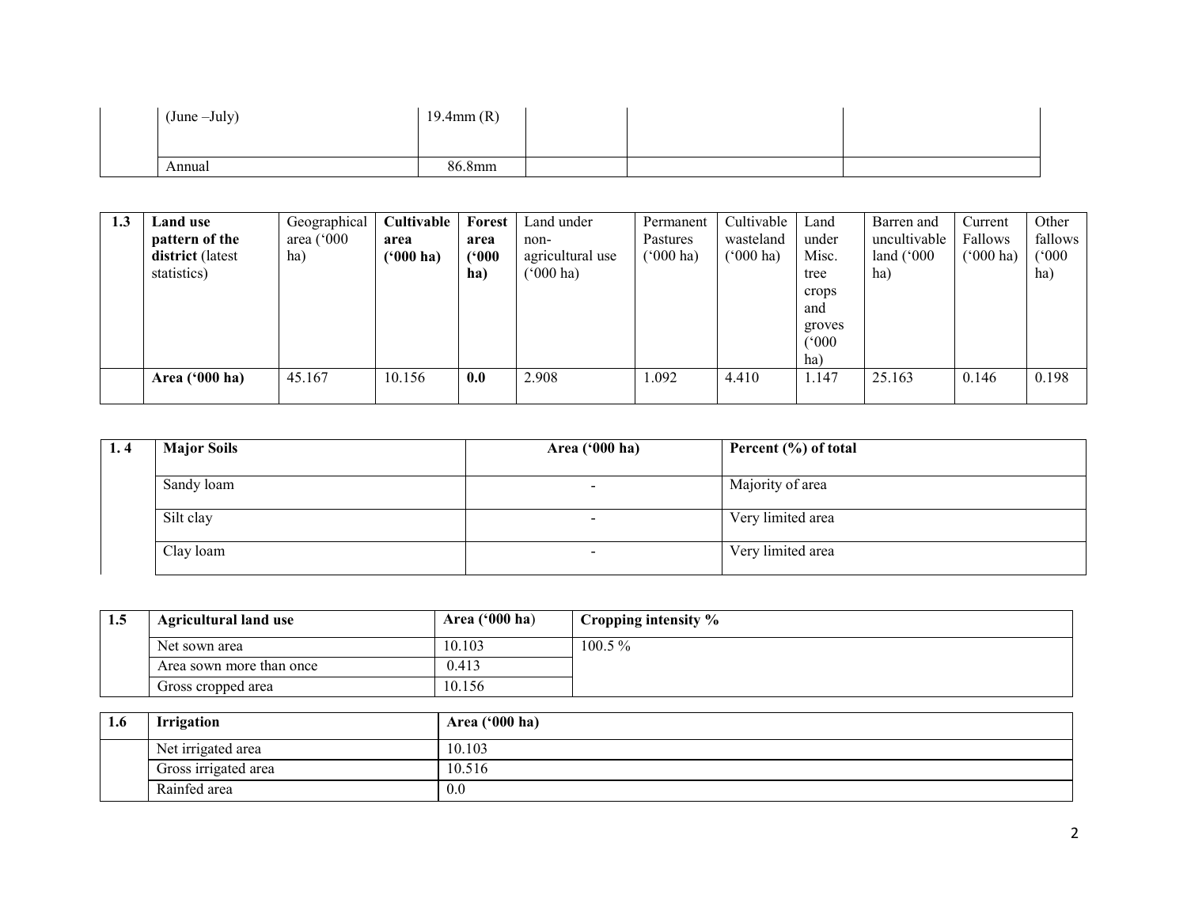|  | (June –July) | 19.4mm (R) |  |  |  |
|---|---|---|---|---|---|
|  | Annual | 86.8mm |  |  |  |

| 1.3 | **Land use pattern of the district** (latest statistics) | Geographical area ('000 ha) | **Cultivable area ('000 ha)** | **Forest area ('000 ha)** | Land under non-agricultural use ('000 ha) | Permanent Pastures ('000 ha) | Cultivable wasteland ('000 ha) | Land under Misc. tree crops and groves ('000 ha) | Barren and uncultivable land ('000 ha) | Current Fallows ('000 ha) | Other fallows ('000 ha) |
|---|---|---|---|---|---|---|---|---|---|---|---|
|  | **Area ('000 ha)** | 45.167 | 10.156 | **0.0** | 2.908 | 1.092 | 4.410 | 1.147 | 25.163 | 0.146 | 0.198 |

| 1. 4 | **Major Soils** | **Area ('000 ha)** | **Percent (%) of total** |
|---|---|---|---|
|  | Sandy loam | - | Majority of area |
|  | Silt clay | - | Very limited area |
|  | Clay loam | - | Very limited area |

| 1.5 | **Agricultural land use** | **Area ('000 ha)** | **Cropping intensity %** |
|---|---|---|---|
|  | Net sown area | 10.103 | 100.5 % |
|  | Area sown more than once | 0.413 |  |
|  | Gross cropped area | 10.156 |  |

| 1.6 | **Irrigation** | **Area ('000 ha)** |
|---|---|---|
|  | Net irrigated area | 10.103 |
|  | Gross irrigated area | 10.516 |
|  | Rainfed area | 0.0 |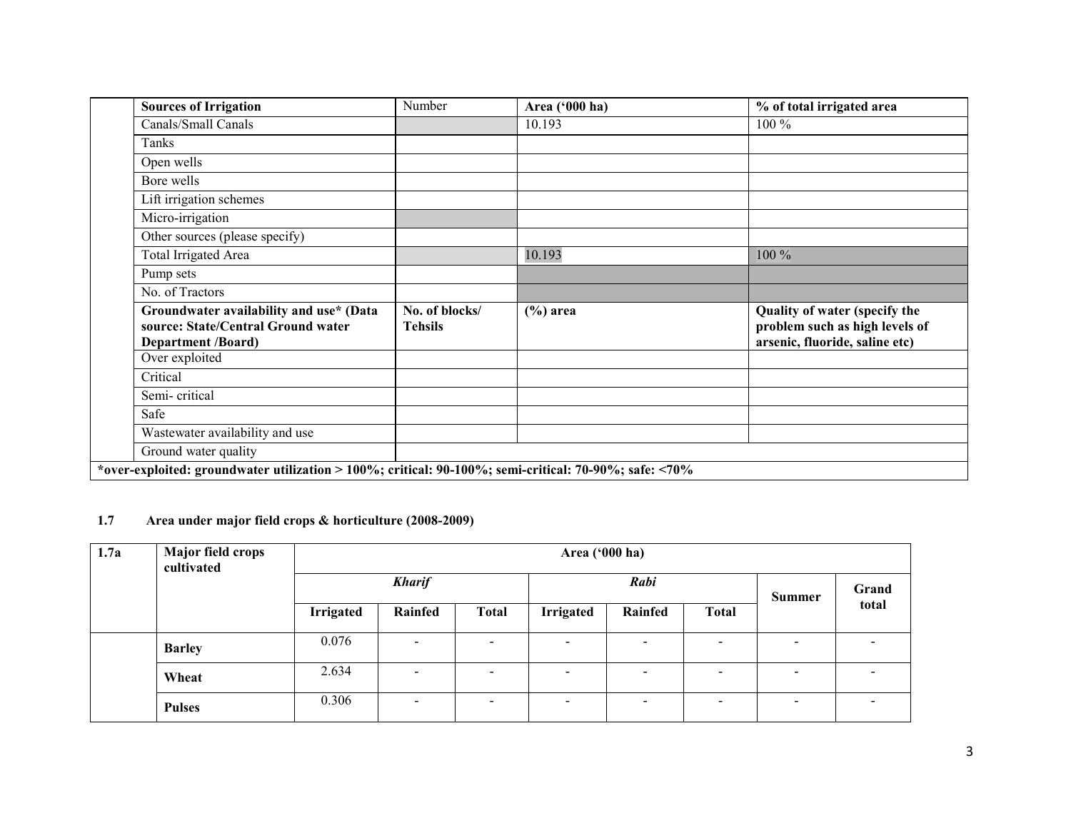| Sources of Irrigation | Number | Area ('000 ha) | % of total irrigated area |
|---|---|---|---|
| Canals/Small Canals | | 10.193 | 100 % |
| Tanks | | | |
| Open wells | | | |
| Bore wells | | | |
| Lift irrigation schemes | | | |
| Micro-irrigation | | | |
| Other sources (please specify) | | | |
| Total Irrigated Area | | 10.193 | 100 % |
| Pump sets | | | |
| No. of Tractors | | | |
| **Groundwater availability and use* (Data source: State/Central Ground water Department /Board)** | **No. of blocks/ Tehsils** | **(%) area** | **Quality of water (specify the problem such as high levels of arsenic, fluoride, saline etc)** |
| Over exploited | | | |
| Critical | | | |
| Semi- critical | | | |
| Safe | | | |
| Wastewater availability and use | | | |
| Ground water quality | | | |

***over-exploited: groundwater utilization > 100%; critical: 90-100%; semi-critical: 70-90%; safe: <70%**

### 1.7 Area under major field crops & horticulture (2008-2009)

| 1.7a | Major field crops cultivated | Area ('000 ha) | | | | | | | |
|---|---|---|---|---|---|---|---|---|---|
| | | *Kharif* | | | *Rabi* | | | Summer | Grand total |
| | | Irrigated | Rainfed | Total | Irrigated | Rainfed | Total | | |
| | **Barley** | 0.076 | - | - | - | - | - | - | - |
| | **Wheat** | 2.634 | - | - | - | - | - | - | - |
| | **Pulses** | 0.306 | - | - | - | - | - | - | - |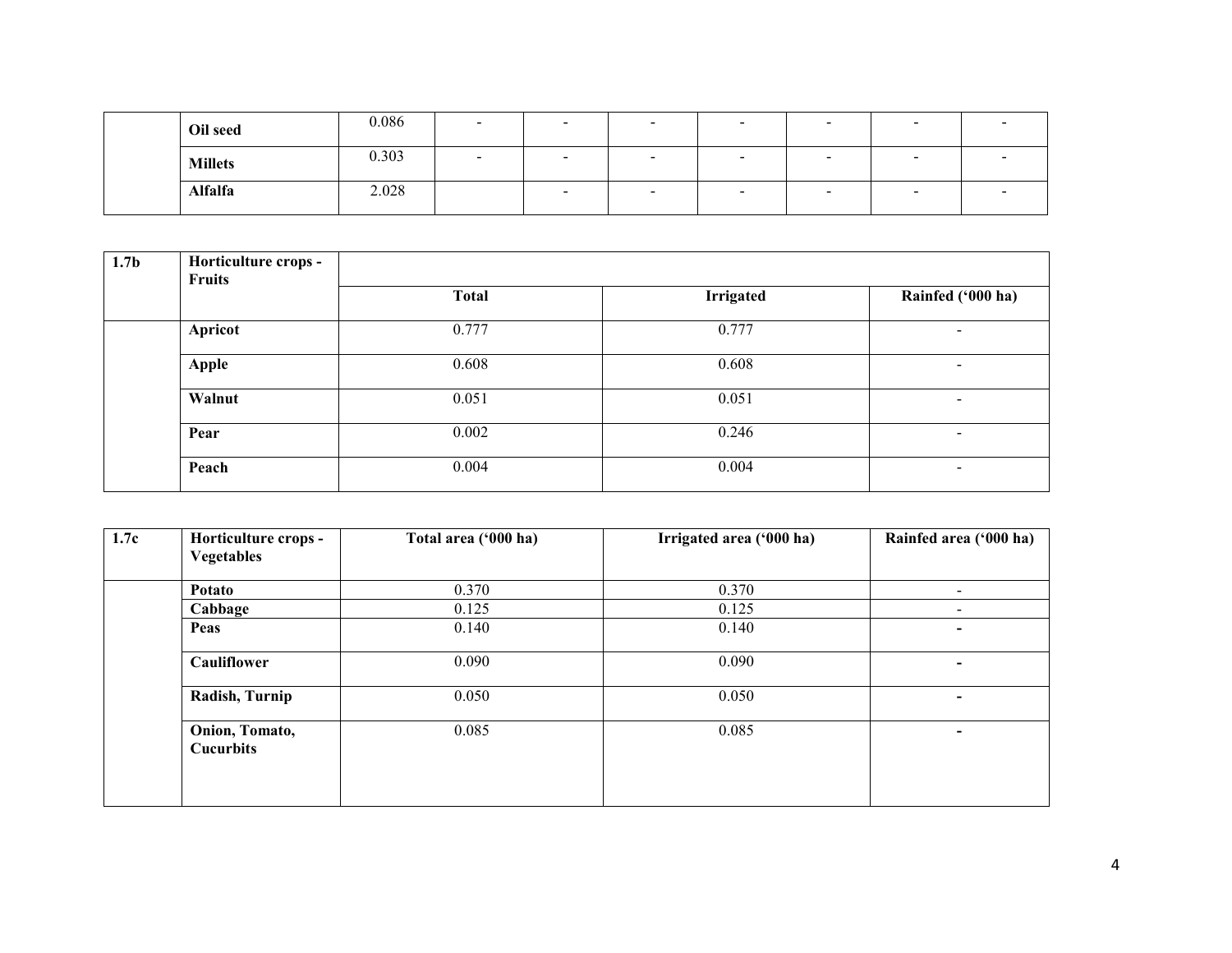| | | | | | | | | | |
|---|---|---|---|---|---|---|---|---|---|
| | **Oil seed** | 0.086 | - | - | - | - | - | - | - |
| | **Millets** | 0.303 | - | - | - | - | - | - | - |
| | **Alfalfa** | 2.028 | | - | - | - | - | - | - |

| **1.7b** | **Horticulture crops - Fruits** | | | |
|---|---|---|---|---|
| | | **Total** | **Irrigated** | **Rainfed ('000 ha)** |
| | **Apricot** | 0.777 | 0.777 | - |
| | **Apple** | 0.608 | 0.608 | - |
| | **Walnut** | 0.051 | 0.051 | - |
| | **Pear** | 0.002 | 0.246 | - |
| | **Peach** | 0.004 | 0.004 | - |

| **1.7c** | **Horticulture crops - Vegetables** | **Total area ('000 ha)** | **Irrigated area ('000 ha)** | **Rainfed area ('000 ha)** |
|---|---|---|---|---|
| | **Potato** | 0.370 | 0.370 | - |
| | **Cabbage** | 0.125 | 0.125 | - |
| | **Peas** | 0.140 | 0.140 | - |
| | **Cauliflower** | 0.090 | 0.090 | - |
| | **Radish, Turnip** | 0.050 | 0.050 | - |
| | **Onion, Tomato, Cucurbits** | 0.085 | 0.085 | - |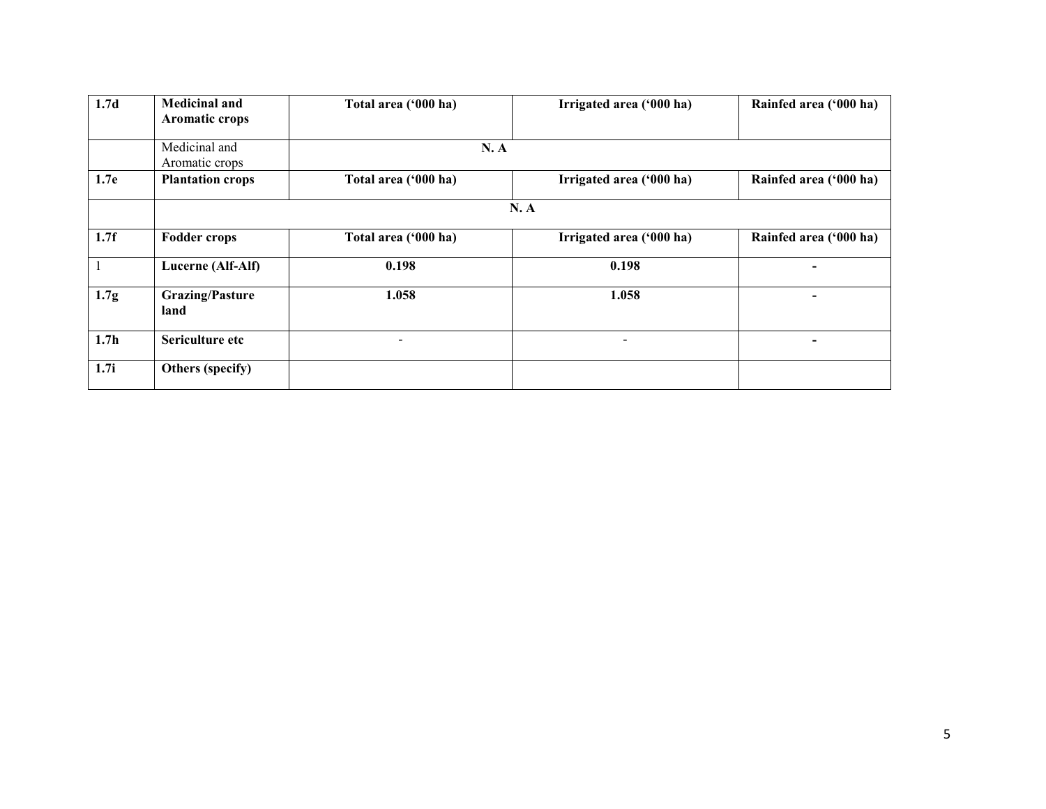| 1.7d | **Medicinal and Aromatic crops** | **Total area ('000 ha)** | **Irrigated area ('000 ha)** | **Rainfed area ('000 ha)** |
|---|---|---|---|---|
| | Medicinal and Aromatic crops | **N. A** | | |
| **1.7e** | **Plantation crops** | **Total area ('000 ha)** | **Irrigated area ('000 ha)** | **Rainfed area ('000 ha)** |
| | **N. A** | | | |
| **1.7f** | **Fodder crops** | **Total area ('000 ha)** | **Irrigated area ('000 ha)** | **Rainfed area ('000 ha)** |
| 1 | **Lucerne (Alf-Alf)** | **0.198** | **0.198** | **-** |
| **1.7g** | **Grazing/Pasture land** | **1.058** | **1.058** | **-** |
| **1.7h** | **Sericulture etc** | - | - | **-** |
| **1.7i** | **Others (specify)** | | | |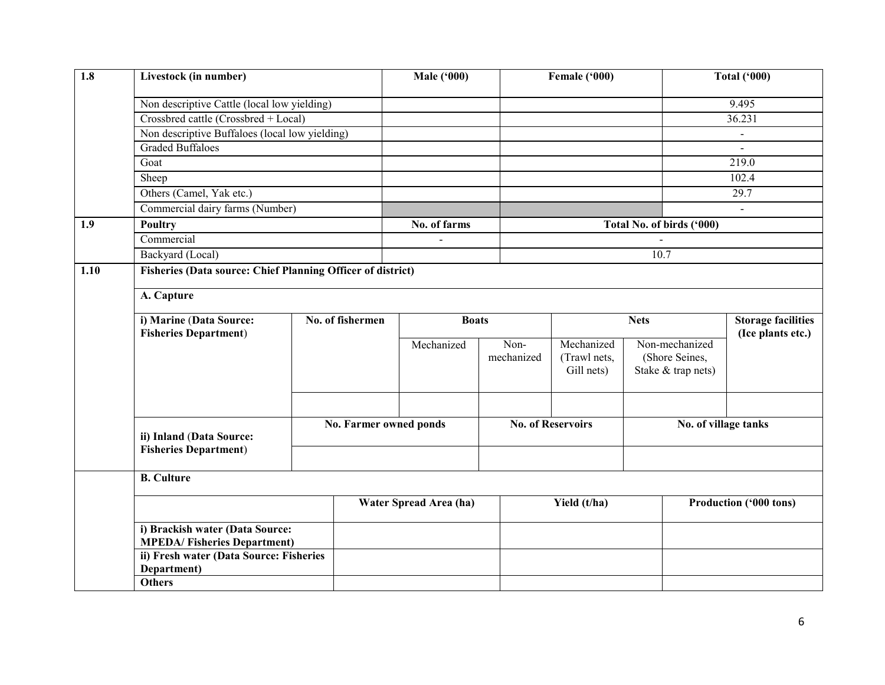| 1.8 | Livestock (in number) | Male ('000) | Female ('000) | Total ('000) |
|---|---|---|---|---|
| | Non descriptive Cattle (local low yielding) | | | 9.495 |
| | Crossbred cattle (Crossbred + Local) | | | 36.231 |
| | Non descriptive Buffaloes (local low yielding) | | | - |
| | Graded Buffaloes | | | - |
| | Goat | | | 219.0 |
| | Sheep | | | 102.4 |
| | Others (Camel, Yak etc.) | | | 29.7 |
| | Commercial dairy farms (Number) | | | - |
| **1.9** | **Poultry** | **No. of farms** | **Total No. of birds ('000)** | |
| | Commercial | - | - | |
| | Backyard (Local) | | 10.7 | |

**1.10 Fisheries (Data source: Chief Planning Officer of district)**

**A. Capture**

| i) Marine (Data Source: Fisheries Department) | No. of fishermen | Boats | | Nets | | Storage facilities (Ice plants etc.) |
|---|---|---|---|---|---|---|
| | | Mechanized | Non-mechanized | Mechanized (Trawl nets, Gill nets) | Non-mechanized (Shore Seines, Stake & trap nets) | |
| | | | | | | |

| ii) Inland (Data Source: Fisheries Department) | No. Farmer owned ponds | No. of Reservoirs | No. of village tanks |
|---|---|---|---|
| | | | |

**B. Culture**

| | Water Spread Area (ha) | Yield (t/ha) | Production ('000 tons) |
|---|---|---|---|
| **i) Brackish water (Data Source: MPEDA/ Fisheries Department)** | | | |
| **ii) Fresh water (Data Source: Fisheries Department)** | | | |
| **Others** | | | |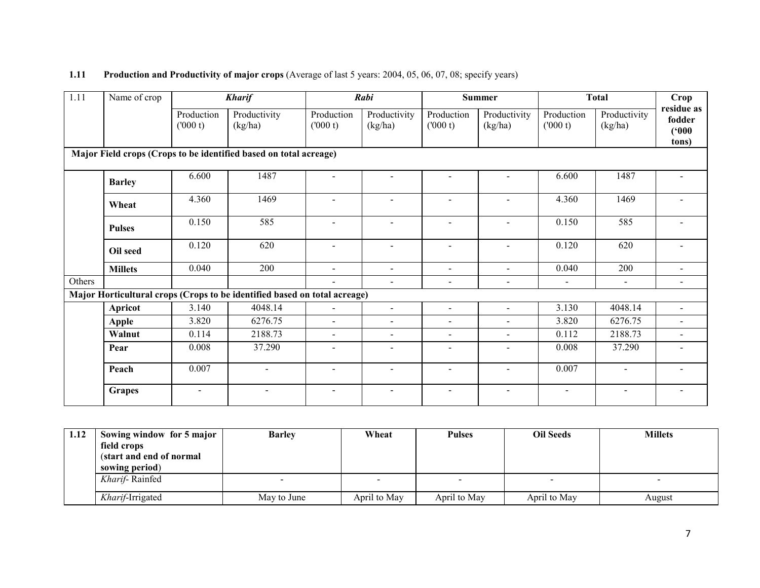**1.11 Production and Productivity of major crops** (Average of last 5 years: 2004, 05, 06, 07, 08; specify years)

| 1.11 | Name of crop | *Kharif* | | *Rabi* | | Summer | | Total | | Crop residue as fodder ('000 tons) |
|---|---|---|---|---|---|---|---|---|---|---|
| | | Production ('000 t) | Productivity (kg/ha) | Production ('000 t) | Productivity (kg/ha) | Production ('000 t) | Productivity (kg/ha) | Production ('000 t) | Productivity (kg/ha) | |
| **Major Field crops (Crops to be identified based on total acreage)** | | | | | | | | | | |
| | **Barley** | 6.600 | 1487 | - | - | - | - | 6.600 | 1487 | - |
| | **Wheat** | 4.360 | 1469 | - | - | - | - | 4.360 | 1469 | - |
| | **Pulses** | 0.150 | 585 | - | - | - | - | 0.150 | 585 | - |
| | **Oil seed** | 0.120 | 620 | - | - | - | - | 0.120 | 620 | - |
| | **Millets** | 0.040 | 200 | - | - | - | - | 0.040 | 200 | - |
| Others | | | | - | - | - | - | - | - | - |
| **Major Horticultural crops (Crops to be identified based on total acreage)** | | | | | | | | | | |
| | **Apricot** | 3.140 | 4048.14 | - | - | - | - | 3.130 | 4048.14 | - |
| | **Apple** | 3.820 | 6276.75 | - | - | - | - | 3.820 | 6276.75 | - |
| | **Walnut** | 0.114 | 2188.73 | - | - | - | - | 0.112 | 2188.73 | - |
| | **Pear** | 0.008 | 37.290 | - | - | - | - | 0.008 | 37.290 | - |
| | **Peach** | 0.007 | - | - | - | - | - | 0.007 | - | - |
| | **Grapes** | - | - | - | - | - | - | - | - | - |

| 1.12 | Sowing window for 5 major field crops (start and end of normal sowing period) | Barley | Wheat | Pulses | Oil Seeds | Millets |
|---|---|---|---|---|---|---|
| | *Kharif*- Rainfed | - | - | - | - | - |
| | *Kharif*-Irrigated | May to June | April to May | April to May | April to May | August |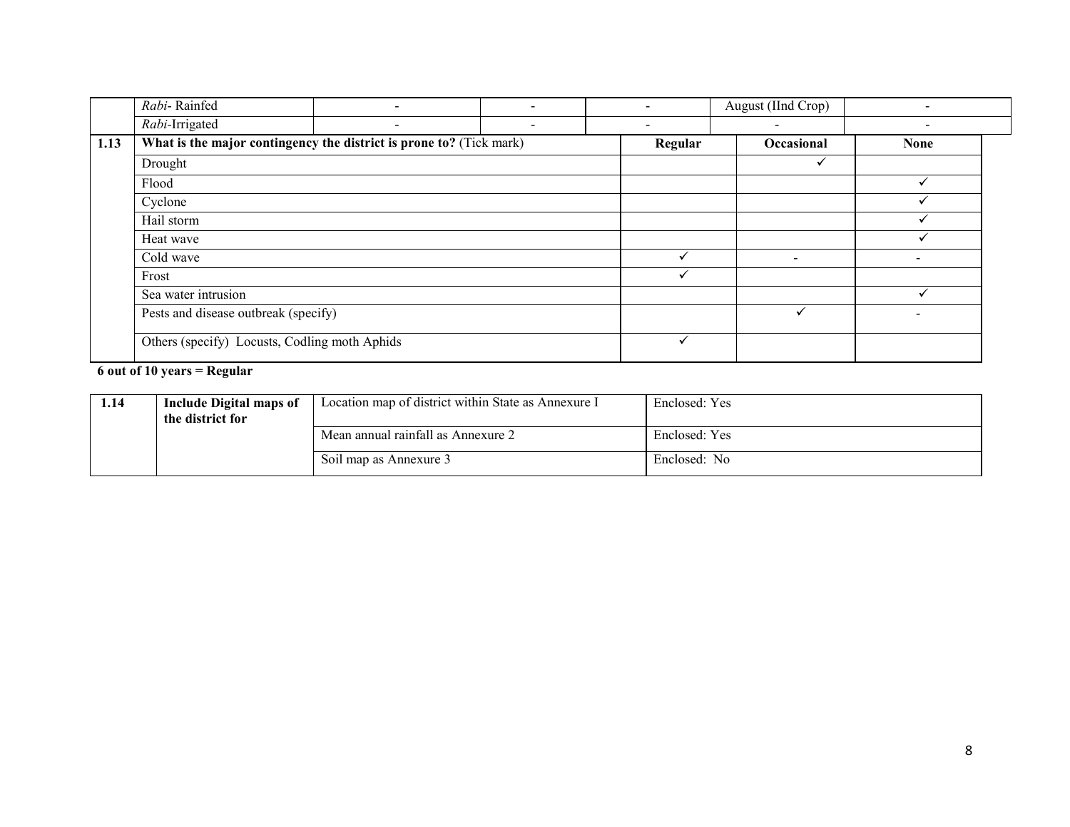| | | | | | | |
|---|---|---|---|---|---|---|
| | *Rabi*- Rainfed | - | - | - | August (IInd Crop) | - |
| | *Rabi*-Irrigated | - | - | - | - | - |

| | | | | |
|---|---|---|---|---|
| **1.13** | **What is the major contingency the district is prone to?** (Tick mark) | **Regular** | **Occasional** | **None** |
| | Drought | | ✓ | |
| | Flood | | | ✓ |
| | Cyclone | | | ✓ |
| | Hail storm | | | ✓ |
| | Heat wave | | | ✓ |
| | Cold wave | ✓ | - | - |
| | Frost | ✓ | | |
| | Sea water intrusion | | | ✓ |
| | Pests and disease outbreak (specify) | | ✓ | - |
| | Others (specify) Locusts, Codling moth Aphids | ✓ | | |

**6 out of 10 years = Regular**

| | | | |
|---|---|---|---|
| **1.14** | **Include Digital maps of the district for** | Location map of district within State as Annexure I | Enclosed: Yes |
| | | Mean annual rainfall as Annexure 2 | Enclosed: Yes |
| | | Soil map as Annexure 3 | Enclosed: No |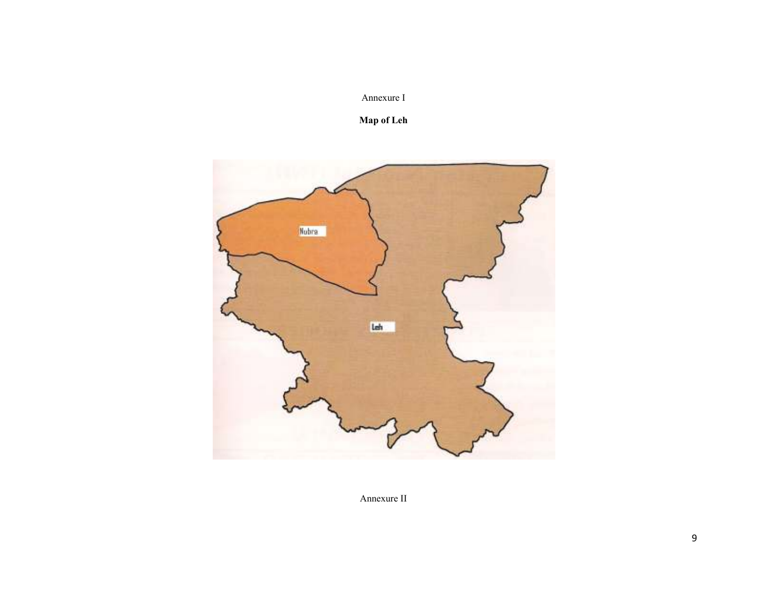Annexure I

**Map of Leh**

Nubra

Leh

Annexure II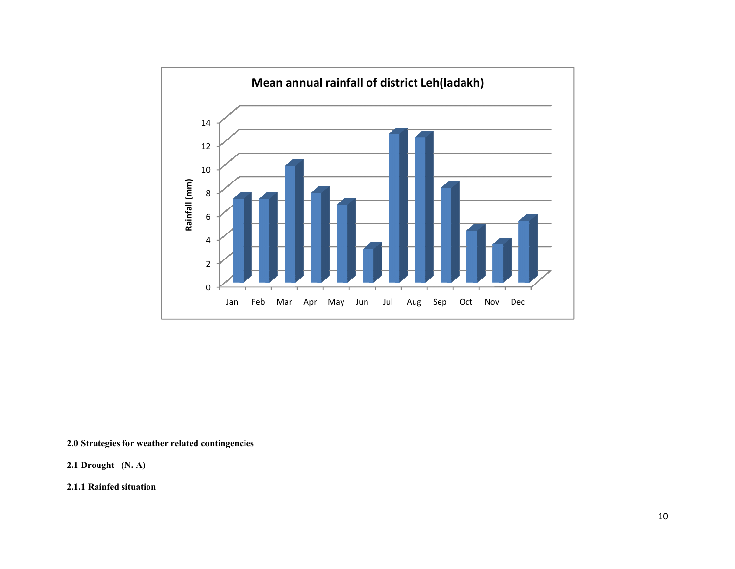**Mean annual rainfall of district Leh(ladakh)**

**2.0 Strategies for weather related contingencies**

**2.1 Drought (N. A)**

**2.1.1 Rainfed situation**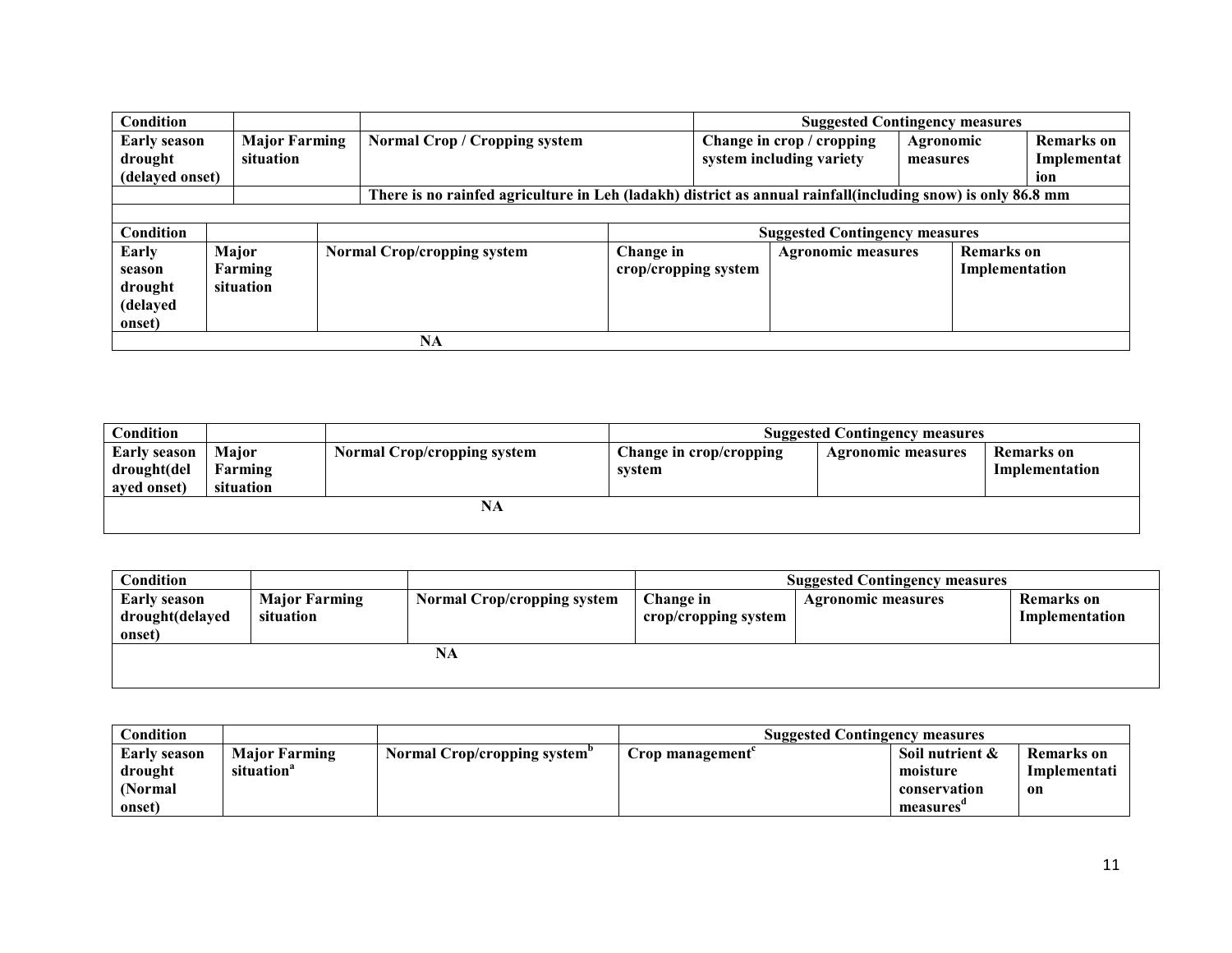| Condition | | | Suggested Contingency measures | | |
|---|---|---|---|---|---|
| Early season drought (delayed onset) | Major Farming situation | Normal Crop / Cropping system | Change in crop / cropping system including variety | Agronomic measures | Remarks on Implementation |
| | | There is no rainfed agriculture in Leh (ladakh) district as annual rainfall(including snow) is only 86.8 mm | | | |

| Condition | | | Suggested Contingency measures | | |
|---|---|---|---|---|---|
| Early season drought (delayed onset) | Major Farming situation | Normal Crop/cropping system | Change in crop/cropping system | Agronomic measures | Remarks on Implementation |
| NA | | | | | |

| Condition | | | Suggested Contingency measures | | |
|---|---|---|---|---|---|
| Early season drought(delayed onset) | Major Farming situation | Normal Crop/cropping system | Change in crop/cropping system | Agronomic measures | Remarks on Implementation |
| NA | | | | | |

| Condition | | | Suggested Contingency measures | | |
|---|---|---|---|---|---|
| Early season drought(delayed onset) | Major Farming situation | Normal Crop/cropping system | Change in crop/cropping system | Agronomic measures | Remarks on Implementation |
| NA | | | | | |

| Condition | | | Suggested Contingency measures | | |
|---|---|---|---|---|---|
| Early season drought (Normal onset) | Major Farming situation[a] | Normal Crop/cropping system[b] | Crop management[c] | Soil nutrient & moisture conservation measures[d] | Remarks on Implementation |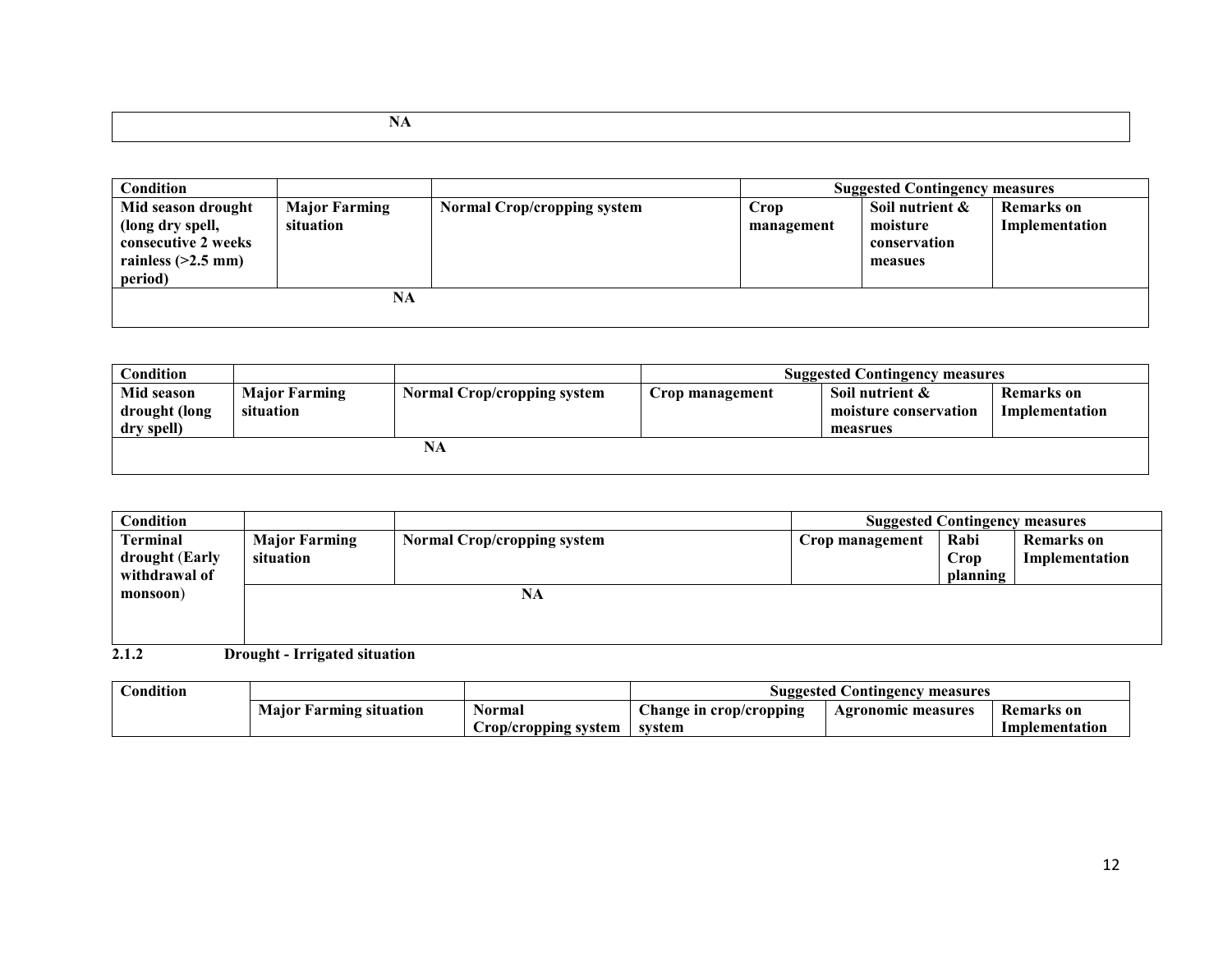| NA |
|---|

| Condition | | | Suggested Contingency measures | | |
|---|---|---|---|---|---|
| Mid season drought (long dry spell, consecutive 2 weeks rainless (>2.5 mm) period) | Major Farming situation | Normal Crop/cropping system | Crop management | Soil nutrient & moisture conservation measues | Remarks on Implementation |
| NA | | | | | |

| Condition | | | Suggested Contingency measures | | |
|---|---|---|---|---|---|
| Mid season drought (long dry spell) | Major Farming situation | Normal Crop/cropping system | Crop management | Soil nutrient & moisture conservation measrues | Remarks on Implementation |
| NA | | | | | |

| Condition | | | Suggested Contingency measures | | |
|---|---|---|---|---|---|
| Terminal drought (Early withdrawal of monsoon) | Major Farming situation | Normal Crop/cropping system | Crop management | Rabi Crop planning | Remarks on Implementation |
| | NA | | | | |

**2.1.2 Drought - Irrigated situation**

| Condition | | | Suggested Contingency measures | | |
|---|---|---|---|---|---|
| | Major Farming situation | Normal Crop/cropping system | Change in crop/cropping system | Agronomic measures | Remarks on Implementation |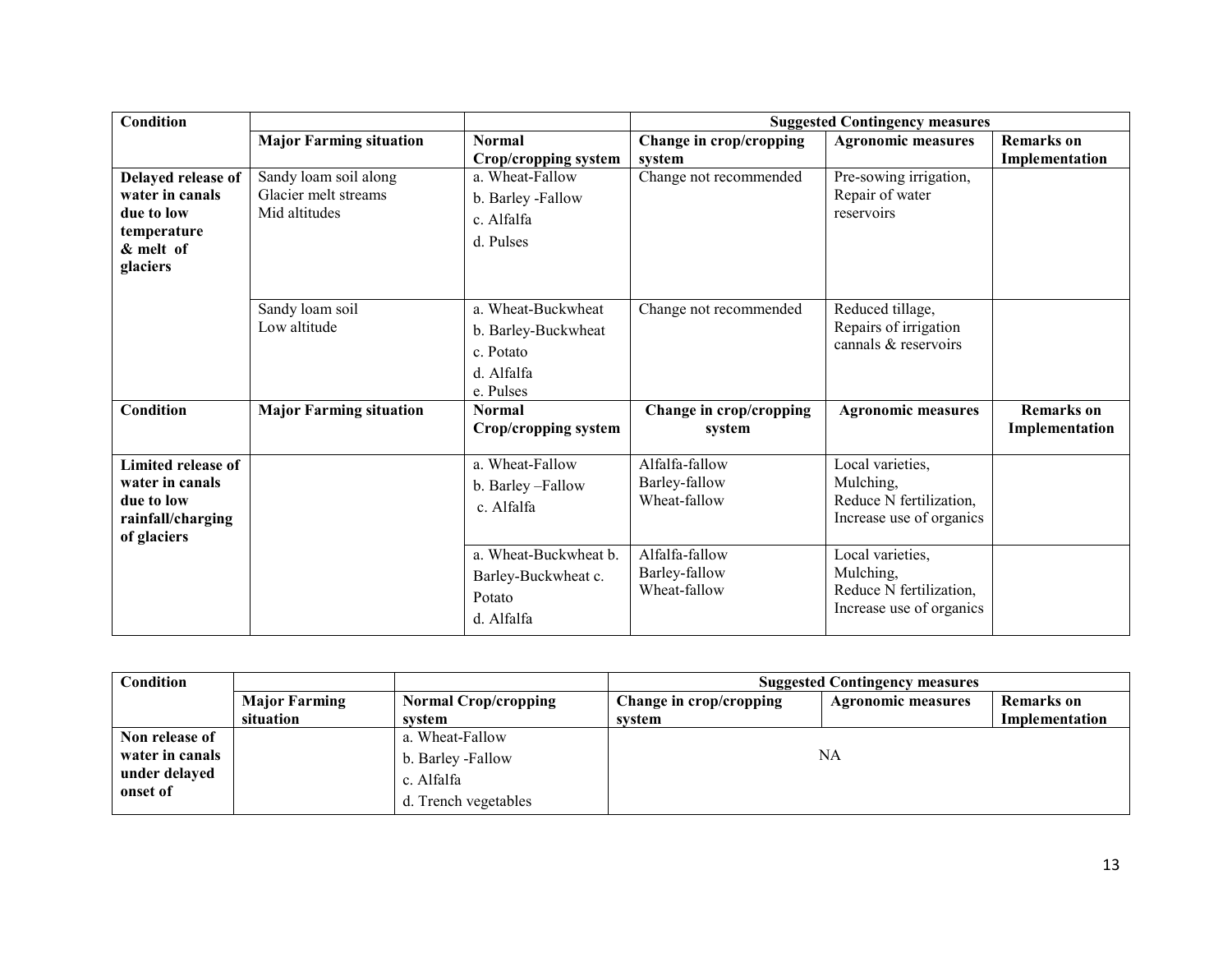| Condition | | | Suggested Contingency measures | | |
|---|---|---|---|---|---|
| | Major Farming situation | Normal Crop/cropping system | Change in crop/cropping system | Agronomic measures | Remarks on Implementation |
| Delayed release of water in canals due to low temperature & melt of glaciers | Sandy loam soil along Glacier melt streams Mid altitudes | a. Wheat-Fallow<br>b. Barley -Fallow<br>c. Alfalfa<br>d. Pulses | Change not recommended | Pre-sowing irrigation, Repair of water reservoirs | |
| | Sandy loam soil Low altitude | a. Wheat-Buckwheat<br>b. Barley-Buckwheat<br>c. Potato<br>d. Alfalfa<br>e. Pulses | Change not recommended | Reduced tillage, Repairs of irrigation cannals & reservoirs | |
| **Condition** | **Major Farming situation** | **Normal Crop/cropping system** | **Change in crop/cropping system** | **Agronomic measures** | **Remarks on Implementation** |
| Limited release of water in canals due to low rainfall/charging of glaciers | | a. Wheat-Fallow<br>b. Barley –Fallow<br>c. Alfalfa | Alfalfa-fallow<br>Barley-fallow<br>Wheat-fallow | Local varieties, Mulching, Reduce N fertilization, Increase use of organics | |
| | | a. Wheat-Buckwheat b. Barley-Buckwheat c. Potato<br>d. Alfalfa | Alfalfa-fallow<br>Barley-fallow<br>Wheat-fallow | Local varieties, Mulching, Reduce N fertilization, Increase use of organics | |

| Condition | | | Suggested Contingency measures | | |
|---|---|---|---|---|---|
| | Major Farming situation | Normal Crop/cropping system | Change in crop/cropping system | Agronomic measures | Remarks on Implementation |
| Non release of water in canals under delayed onset of | | a. Wheat-Fallow<br>b. Barley -Fallow<br>c. Alfalfa<br>d. Trench vegetables | NA | | |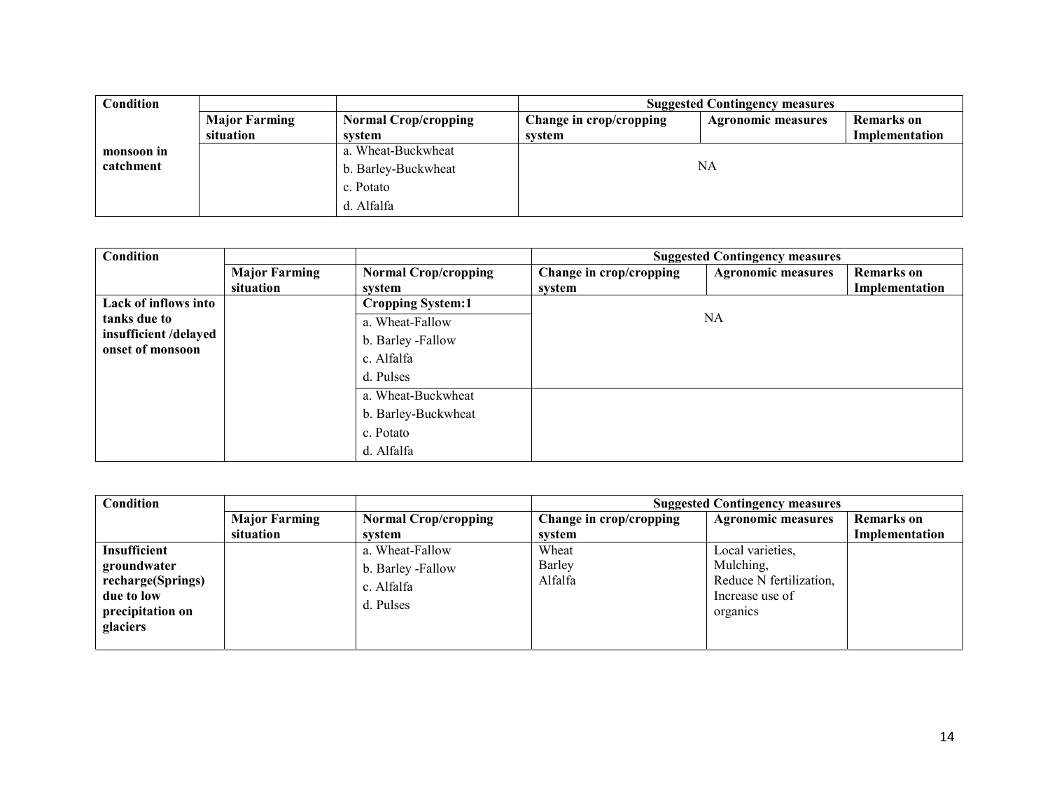| Condition | | | Suggested Contingency measures | | |
|---|---|---|---|---|---|
| | Major Farming situation | Normal Crop/cropping system | Change in crop/cropping system | Agronomic measures | Remarks on Implementation |
| monsoon in catchment | | a. Wheat-Buckwheat<br>b. Barley-Buckwheat<br>c. Potato<br>d. Alfalfa | NA | | |

| Condition | | | Suggested Contingency measures | | |
|---|---|---|---|---|---|
| | Major Farming situation | Normal Crop/cropping system | Change in crop/cropping system | Agronomic measures | Remarks on Implementation |
| Lack of inflows into tanks due to insufficient /delayed onset of monsoon | | **Cropping System:1** | NA | | |
| | | a. Wheat-Fallow<br>b. Barley -Fallow<br>c. Alfalfa<br>d. Pulses | | | |
| | | a. Wheat-Buckwheat<br>b. Barley-Buckwheat<br>c. Potato<br>d. Alfalfa | | | |

| Condition | | | Suggested Contingency measures | | |
|---|---|---|---|---|---|
| | Major Farming situation | Normal Crop/cropping system | Change in crop/cropping system | Agronomic measures | Remarks on Implementation |
| Insufficient groundwater recharge(Springs) due to low precipitation on glaciers | | a. Wheat-Fallow<br>b. Barley -Fallow<br>c. Alfalfa<br>d. Pulses | Wheat<br>Barley<br>Alfalfa | Local varieties,<br>Mulching,<br>Reduce N fertilization,<br>Increase use of organics | |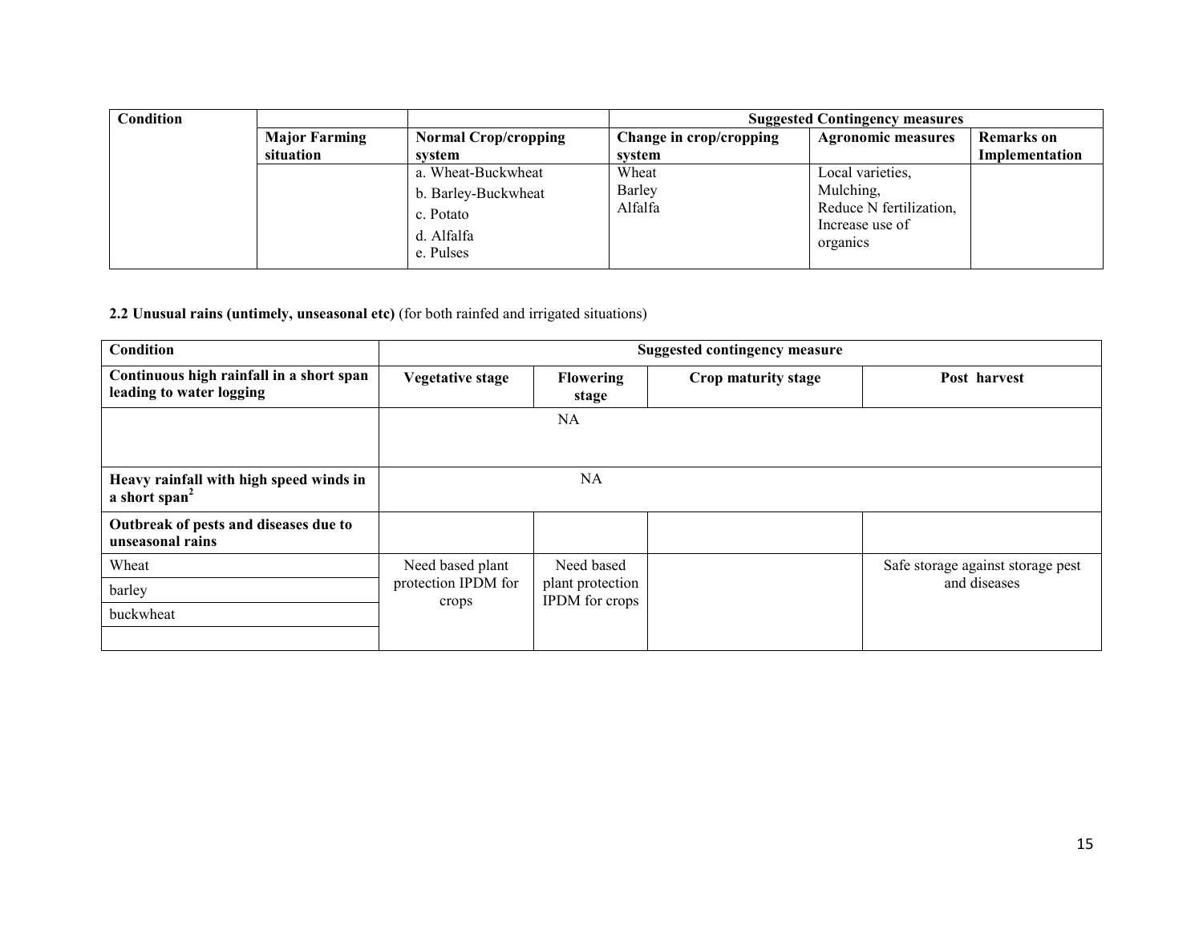| Condition | | | Suggested Contingency measures | | |
|---|---|---|---|---|---|
| | Major Farming situation | Normal Crop/cropping system | Change in crop/cropping system | Agronomic measures | Remarks on Implementation |
| | | a. Wheat-Buckwheat<br>b. Barley-Buckwheat<br>c. Potato<br>d. Alfalfa<br>e. Pulses | Wheat<br>Barley<br>Alfalfa | Local varieties,<br>Mulching,<br>Reduce N fertilization,<br>Increase use of organics | |

**2.2 Unusual rains (untimely, unseasonal etc)** (for both rainfed and irrigated situations)

| Condition | Suggested contingency measure | | | |
|---|---|---|---|---|
| **Continuous high rainfall in a short span leading to water logging** | **Vegetative stage** | **Flowering stage** | **Crop maturity stage** | **Post harvest** |
| | NA | | | |
| **Heavy rainfall with high speed winds in a short span[2]** | NA | | | |
| **Outbreak of pests and diseases due to unseasonal rains** | | | | |
| Wheat<br>barley<br>buckwheat | Need based plant protection IPDM for crops | Need based plant protection IPDM for crops | | Safe storage against storage pest and diseases |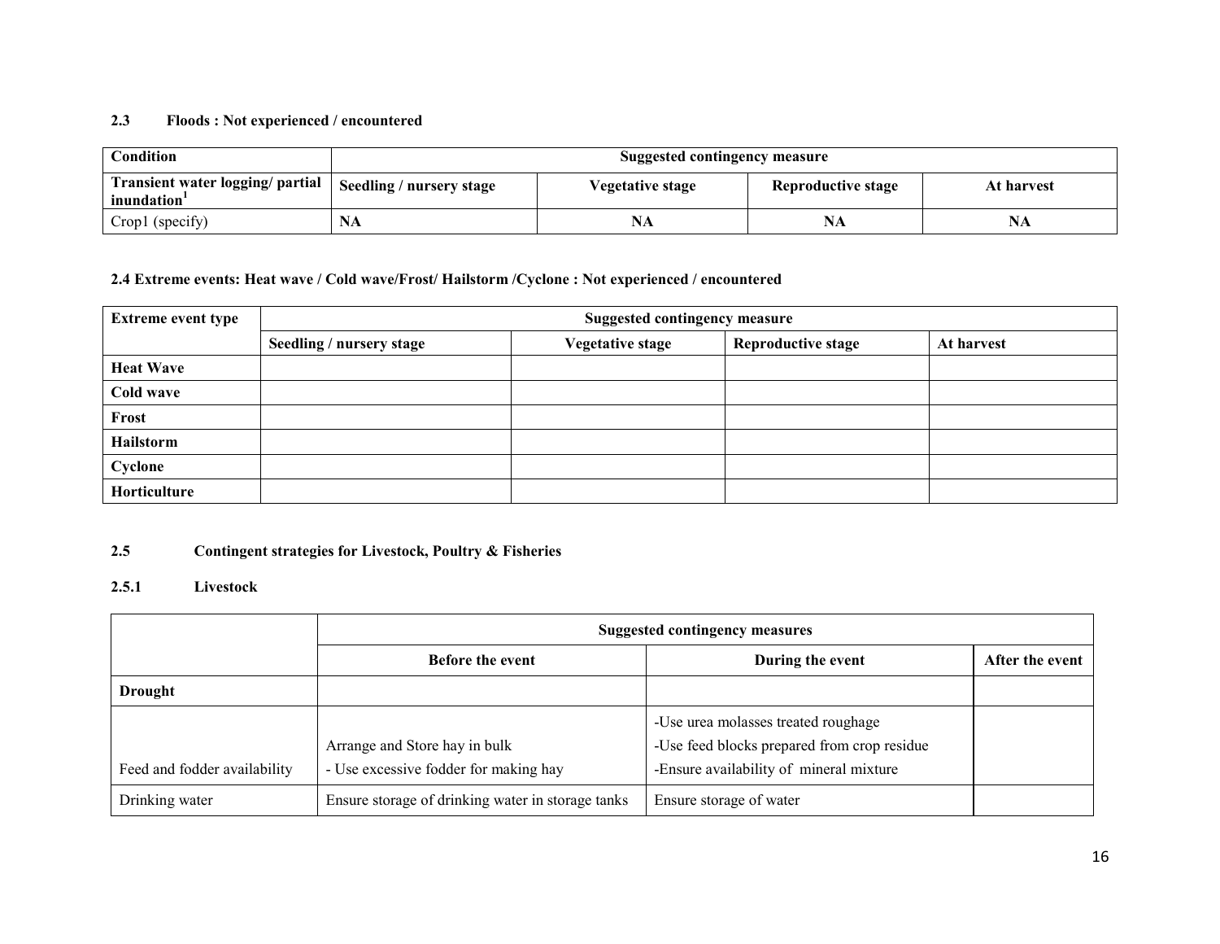### 2.3 Floods : Not experienced / encountered

| Condition | Suggested contingency measure | | | |
|---|---|---|---|---|
| Transient water logging/ partial inundation[1] | Seedling / nursery stage | Vegetative stage | Reproductive stage | At harvest |
| Crop1 (specify) | NA | NA | NA | NA |

### 2.4 Extreme events: Heat wave / Cold wave/Frost/ Hailstorm /Cyclone : Not experienced / encountered

| Extreme event type | Suggested contingency measure | | | |
|---|---|---|---|---|
| | Seedling / nursery stage | Vegetative stage | Reproductive stage | At harvest |
| Heat Wave | | | | |
| Cold wave | | | | |
| Frost | | | | |
| Hailstorm | | | | |
| Cyclone | | | | |
| Horticulture | | | | |

### 2.5 Contingent strategies for Livestock, Poultry & Fisheries

#### 2.5.1 Livestock

| | Suggested contingency measures | | |
|---|---|---|---|
| | Before the event | During the event | After the event |
| **Drought** | | | |
| Feed and fodder availability | Arrange and Store hay in bulk<br>- Use excessive fodder for making hay | -Use urea molasses treated roughage<br>-Use feed blocks prepared from crop residue<br>-Ensure availability of mineral mixture | |
| Drinking water | Ensure storage of drinking water in storage tanks | Ensure storage of water | |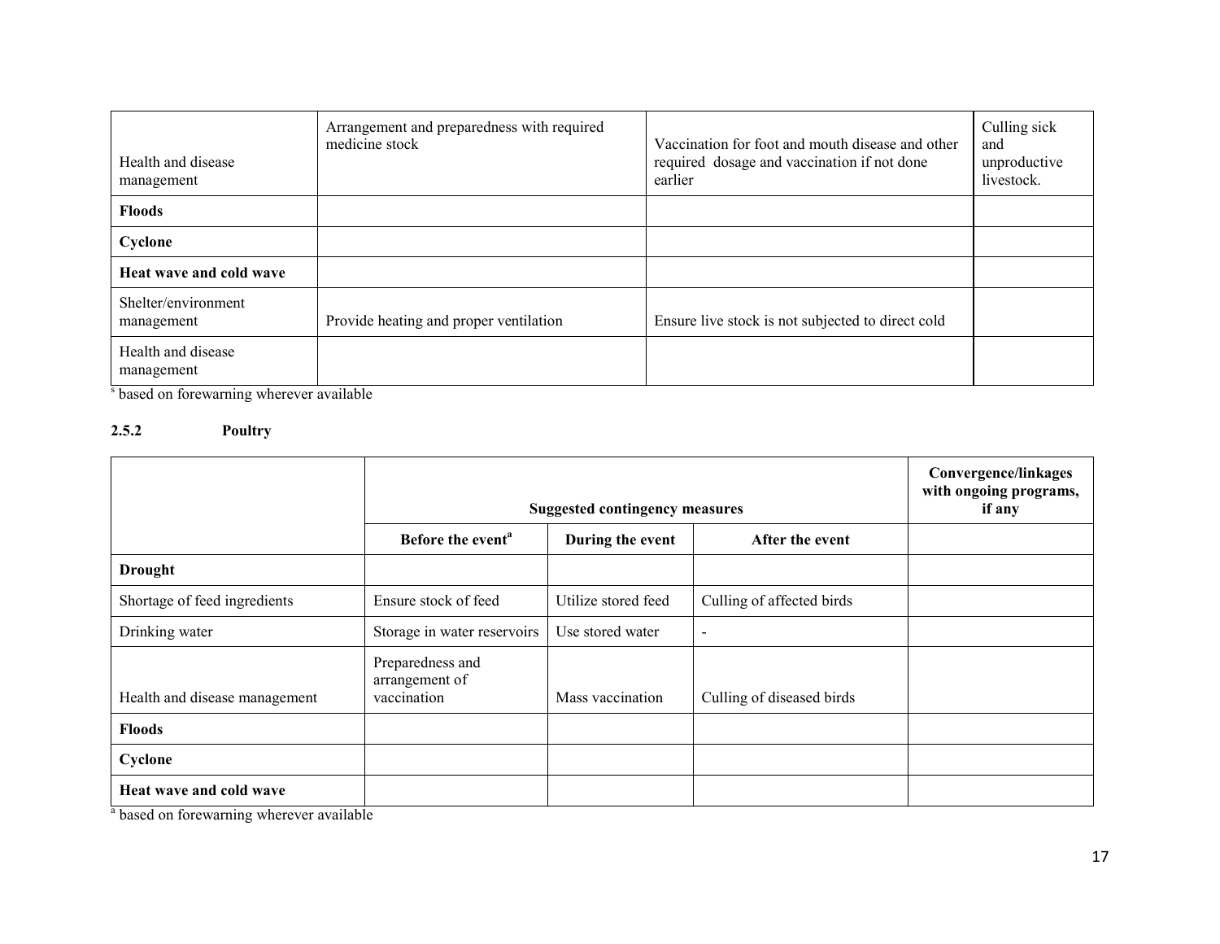| | | | |
|---|---|---|---|
| Health and disease management | Arrangement and preparedness with required medicine stock | Vaccination for foot and mouth disease and other required dosage and vaccination if not done earlier | Culling sick and unproductive livestock. |
| **Floods** | | | |
| **Cyclone** | | | |
| **Heat wave and cold wave** | | | |
| Shelter/environment management | Provide heating and proper ventilation | Ensure live stock is not subjected to direct cold | |
| Health and disease management | | | |

[s] based on forewarning wherever available

**2.5.2 Poultry**

| | Suggested contingency measures | | | Convergence/linkages with ongoing programs, if any |
|---|---|---|---|---|
| | **Before the event[a]** | **During the event** | **After the event** | |
| **Drought** | | | | |
| Shortage of feed ingredients | Ensure stock of feed | Utilize stored feed | Culling of affected birds | |
| Drinking water | Storage in water reservoirs | Use stored water | - | |
| Health and disease management | Preparedness and arrangement of vaccination | Mass vaccination | Culling of diseased birds | |
| **Floods** | | | | |
| **Cyclone** | | | | |
| **Heat wave and cold wave** | | | | |

[a] based on forewarning wherever available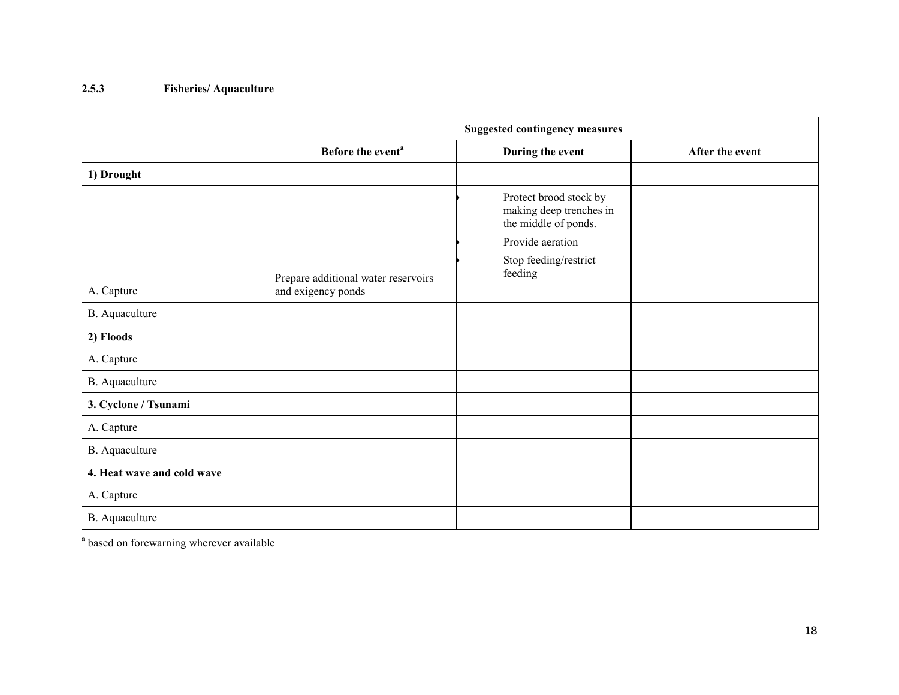### 2.5.3 Fisheries/ Aquaculture

| | Suggested contingency measures | | |
|---|---|---|---|
| | Before the event[a] | During the event | After the event |
| **1) Drought** | | | |
| A. Capture | Prepare additional water reservoirs and exigency ponds | • Protect brood stock by making deep trenches in the middle of ponds.<br>• Provide aeration<br>• Stop feeding/restrict feeding | |
| B. Aquaculture | | | |
| **2) Floods** | | | |
| A. Capture | | | |
| B. Aquaculture | | | |
| **3. Cyclone / Tsunami** | | | |
| A. Capture | | | |
| B. Aquaculture | | | |
| **4. Heat wave and cold wave** | | | |
| A. Capture | | | |
| B. Aquaculture | | | |

[a] based on forewarning wherever available